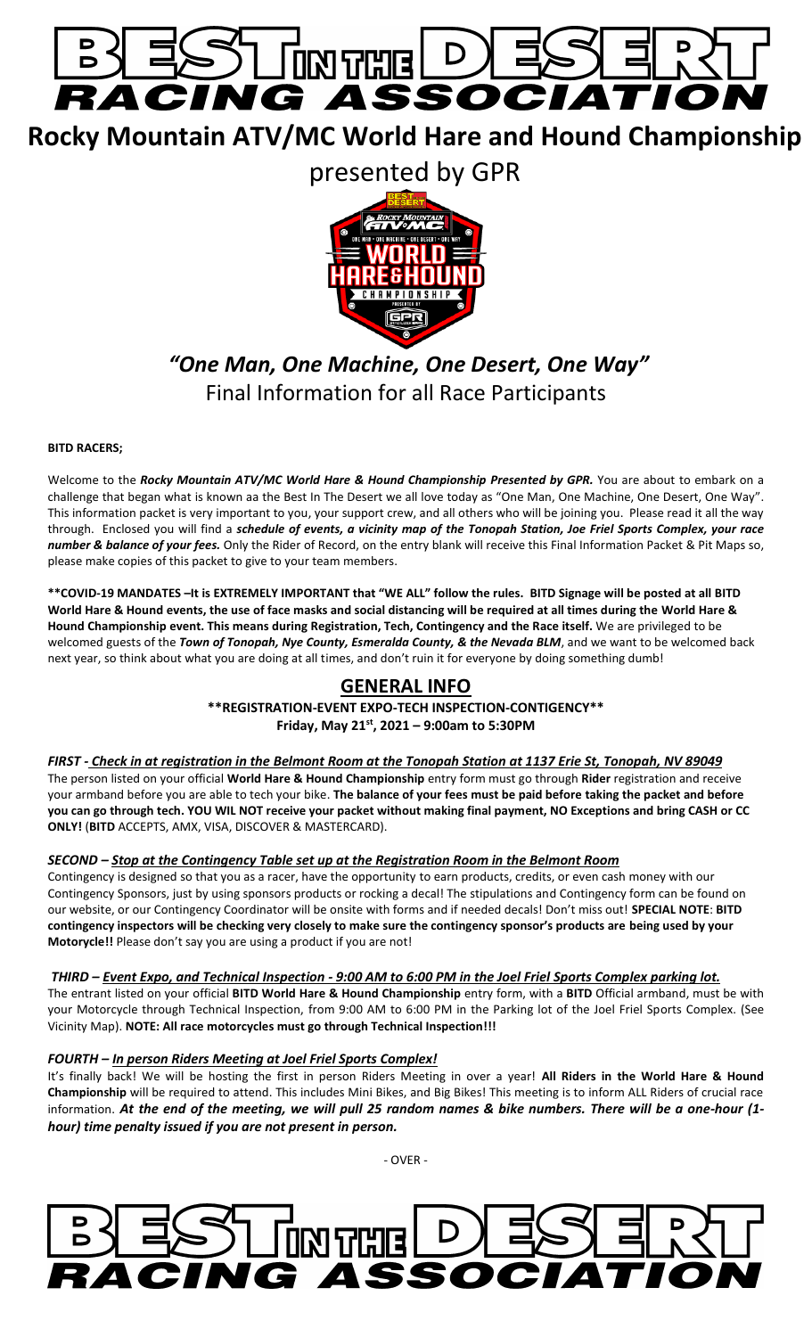# BEST IN THE DESERT RACING ASSOCIATION

# Rocky Mountain ATV/MC World Hare and Hound Championship

## presented by GPR

## *"One Man, One Machine, One Desert, One Way"*

## Final Information for all Race Participants

**BITD RACERS;**

Welcome to the ***Rocky Mountain ATV/MC World Hare & Hound Championship Presented by GPR.*** You are about to embark on a challenge that began what is known aa the Best In The Desert we all love today as "One Man, One Machine, One Desert, One Way". This information packet is very important to you, your support crew, and all others who will be joining you. Please read it all the way through. Enclosed you will find a ***schedule of events, a vicinity map of the Tonopah Station, Joe Friel Sports Complex, your race number & balance of your fees.*** Only the Rider of Record, on the entry blank will receive this Final Information Packet & Pit Maps so, please make copies of this packet to give to your team members.

**\*\*COVID-19 MANDATES –It is EXTREMELY IMPORTANT that "WE ALL" follow the rules. BITD Signage will be posted at all BITD World Hare & Hound events, the use of face masks and social distancing will be required at all times during the World Hare & Hound Championship event. This means during Registration, Tech, Contingency and the Race itself.** We are privileged to be welcomed guests of the ***Town of Tonopah, Nye County, Esmeralda County, & the Nevada BLM***, and we want to be welcomed back next year, so think about what you are doing at all times, and don't ruin it for everyone by doing something dumb!

## GENERAL INFO

**\*\*REGISTRATION-EVENT EXPO-TECH INSPECTION-CONTIGENCY\*\***

**Friday, May 21st, 2021 – 9:00am to 5:30PM**

### *FIRST - Check in at registration in the Belmont Room at the Tonopah Station at 1137 Erie St, Tonopah, NV 89049*

The person listed on your official **World Hare & Hound Championship** entry form must go through **Rider** registration and receive your armband before you are able to tech your bike. **The balance of your fees must be paid before taking the packet and before you can go through tech. YOU WIL NOT receive your packet without making final payment, NO Exceptions and bring CASH or CC ONLY!** (**BITD** ACCEPTS, AMX, VISA, DISCOVER & MASTERCARD).

### *SECOND – Stop at the Contingency Table set up at the Registration Room in the Belmont Room*

Contingency is designed so that you as a racer, have the opportunity to earn products, credits, or even cash money with our Contingency Sponsors, just by using sponsors products or rocking a decal! The stipulations and Contingency form can be found on our website, or our Contingency Coordinator will be onsite with forms and if needed decals! Don't miss out! **SPECIAL NOTE**: **BITD contingency inspectors will be checking very closely to make sure the contingency sponsor's products are being used by your Motorcycle!!** Please don't say you are using a product if you are not!

### *THIRD – Event Expo, and Technical Inspection - 9:00 AM to 6:00 PM in the Joel Friel Sports Complex parking lot.*

The entrant listed on your official **BITD World Hare & Hound Championship** entry form, with a **BITD** Official armband, must be with your Motorcycle through Technical Inspection, from 9:00 AM to 6:00 PM in the Parking lot of the Joel Friel Sports Complex. (See Vicinity Map). **NOTE: All race motorcycles must go through Technical Inspection!!!**

### *FOURTH – In person Riders Meeting at Joel Friel Sports Complex!*

It's finally back! We will be hosting the first in person Riders Meeting in over a year! **All Riders in the World Hare & Hound Championship** will be required to attend. This includes Mini Bikes, and Big Bikes! This meeting is to inform ALL Riders of crucial race information. ***At the end of the meeting, we will pull 25 random names & bike numbers. There will be a one-hour (1-hour) time penalty issued if you are not present in person.***

- OVER -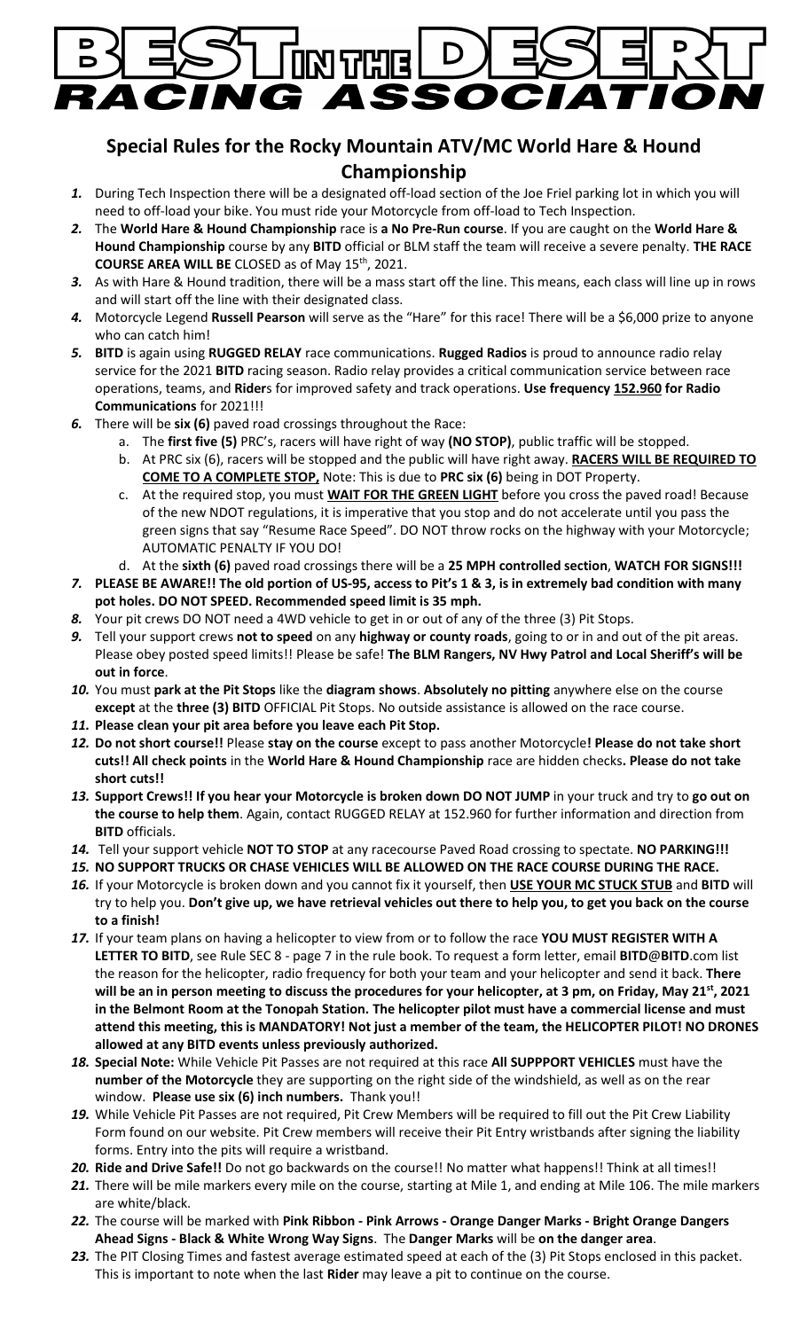**BEST IN THE DESERT RACING ASSOCIATION**

## Special Rules for the Rocky Mountain ATV/MC World Hare & Hound Championship

1. During Tech Inspection there will be a designated off-load section of the Joe Friel parking lot in which you will need to off-load your bike. You must ride your Motorcycle from off-load to Tech Inspection.
2. The **World Hare & Hound Championship** race is **a No Pre-Run course**. If you are caught on the **World Hare & Hound Championship** course by any **BITD** official or BLM staff the team will receive a severe penalty. **THE RACE COURSE AREA WILL BE** CLOSED as of May 15th, 2021.
3. As with Hare & Hound tradition, there will be a mass start off the line. This means, each class will line up in rows and will start off the line with their designated class.
4. Motorcycle Legend **Russell Pearson** will serve as the "Hare" for this race! There will be a $6,000 prize to anyone who can catch him!
5. **BITD** is again using **RUGGED RELAY** race communications. **Rugged Radios** is proud to announce radio relay service for the 2021 **BITD** racing season. Radio relay provides a critical communication service between race operations, teams, and **Rider**s for improved safety and track operations. **Use frequency <u>152.960</u> for Radio Communications** for 2021!!!
6. There will be **six (6)** paved road crossings throughout the Race:
   a. The **first five (5)** PRC's, racers will have right of way **(NO STOP)**, public traffic will be stopped.
   b. At PRC six (6), racers will be stopped and the public will have right away. **<u>RACERS WILL BE REQUIRED TO COME TO A COMPLETE STOP,</u>** Note: This is due to **PRC six (6)** being in DOT Property.
   c. At the required stop, you must **<u>WAIT FOR THE GREEN LIGHT</u>** before you cross the paved road! Because of the new NDOT regulations, it is imperative that you stop and do not accelerate until you pass the green signs that say "Resume Race Speed". DO NOT throw rocks on the highway with your Motorcycle; AUTOMATIC PENALTY IF YOU DO!
   d. At the **sixth (6)** paved road crossings there will be a **25 MPH controlled section**, **WATCH FOR SIGNS!!!**
7. **PLEASE BE AWARE!! The old portion of US-95, access to Pit's 1 & 3, is in extremely bad condition with many pot holes. DO NOT SPEED. Recommended speed limit is 35 mph.**
8. Your pit crews DO NOT need a 4WD vehicle to get in or out of any of the three (3) Pit Stops.
9. Tell your support crews **not to speed** on any **highway or county roads**, going to or in and out of the pit areas. Please obey posted speed limits!! Please be safe! **The BLM Rangers, NV Hwy Patrol and Local Sheriff's will be out in force**.
10. You must **park at the Pit Stops** like the **diagram shows**. **Absolutely no pitting** anywhere else on the course **except** at the **three (3) BITD** OFFICIAL Pit Stops. No outside assistance is allowed on the race course.
11. **Please clean your pit area before you leave each Pit Stop.**
12. **Do not short course!!** Please **stay on the course** except to pass another Motorcycle**! Please do not take short cuts!! All check points** in the **World Hare & Hound Championship** race are hidden checks**. Please do not take short cuts!!**
13. **Support Crews!! If you hear your Motorcycle is broken down DO NOT JUMP** in your truck and try to **go out on the course to help them**. Again, contact RUGGED RELAY at 152.960 for further information and direction from **BITD** officials.
14. Tell your support vehicle **NOT TO STOP** at any racecourse Paved Road crossing to spectate. **NO PARKING!!!**
15. **NO SUPPORT TRUCKS OR CHASE VEHICLES WILL BE ALLOWED ON THE RACE COURSE DURING THE RACE.**
16. If your Motorcycle is broken down and you cannot fix it yourself, then **<u>USE YOUR MC STUCK STUB</u>** and **BITD** will try to help you. **Don't give up, we have retrieval vehicles out there to help you, to get you back on the course to a finish!**
17. If your team plans on having a helicopter to view from or to follow the race **YOU MUST REGISTER WITH A LETTER TO BITD**, see Rule SEC 8 - page 7 in the rule book. To request a form letter, email **BITD@BITD**.com list the reason for the helicopter, radio frequency for both your team and your helicopter and send it back. **There will be an in person meeting to discuss the procedures for your helicopter, at 3 pm, on Friday, May 21st, 2021 in the Belmont Room at the Tonopah Station. The helicopter pilot must have a commercial license and must attend this meeting, this is MANDATORY! Not just a member of the team, the HELICOPTER PILOT! NO DRONES allowed at any BITD events unless previously authorized.**
18. **Special Note:** While Vehicle Pit Passes are not required at this race **All SUPPPORT VEHICLES** must have the **number of the Motorcycle** they are supporting on the right side of the windshield, as well as on the rear window. **Please use six (6) inch numbers.** Thank you!!
19. While Vehicle Pit Passes are not required, Pit Crew Members will be required to fill out the Pit Crew Liability Form found on our website. Pit Crew members will receive their Pit Entry wristbands after signing the liability forms. Entry into the pits will require a wristband.
20. **Ride and Drive Safe!!** Do not go backwards on the course!! No matter what happens!! Think at all times!!
21. There will be mile markers every mile on the course, starting at Mile 1, and ending at Mile 106. The mile markers are white/black.
22. The course will be marked with **Pink Ribbon - Pink Arrows - Orange Danger Marks - Bright Orange Dangers Ahead Signs - Black & White Wrong Way Signs**. The **Danger Marks** will be **on the danger area**.
23. The PIT Closing Times and fastest average estimated speed at each of the (3) Pit Stops enclosed in this packet. This is important to note when the last **Rider** may leave a pit to continue on the course.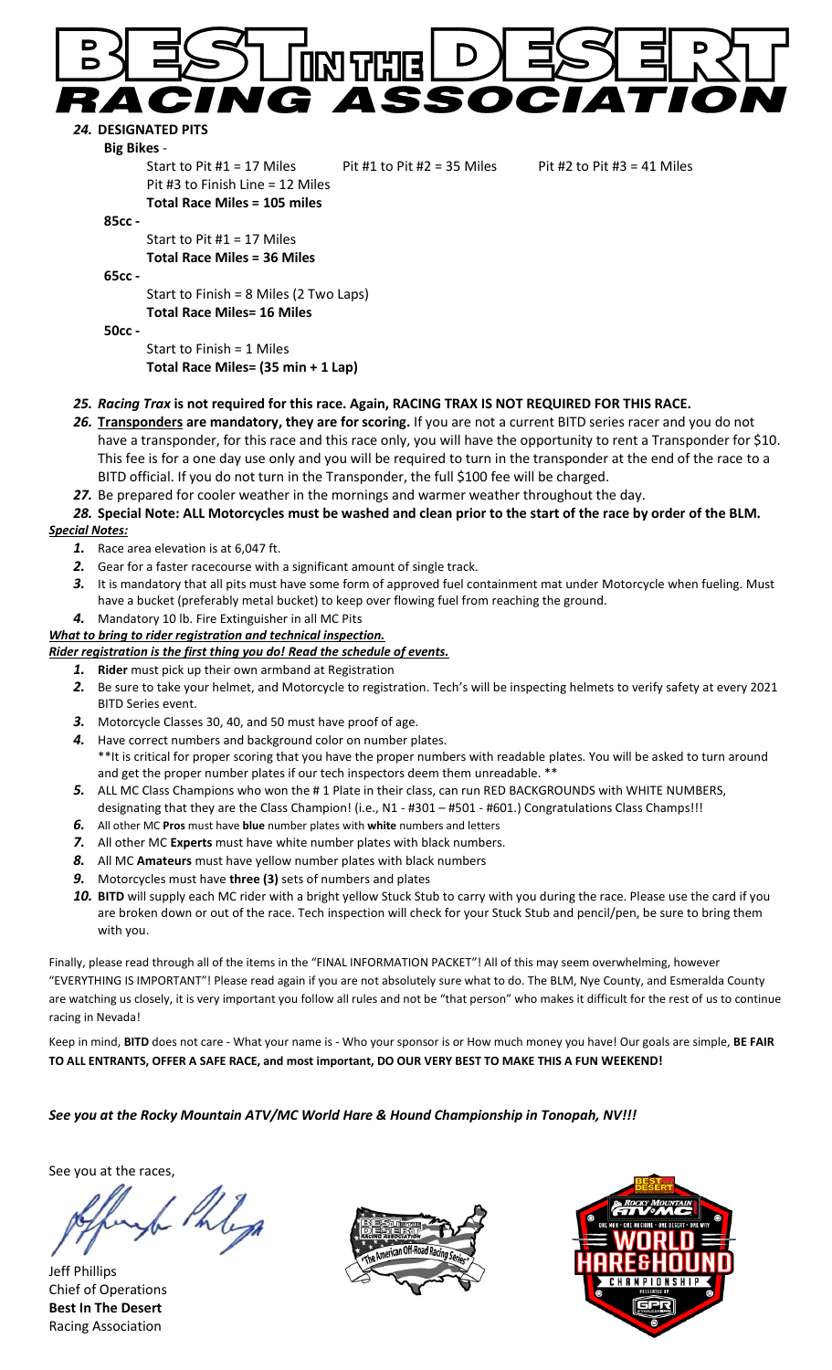# BEST IN THE DESERT RACING ASSOCIATION

*24.* **DESIGNATED PITS**

**Big Bikes** -

Start to Pit #1 = 17 Miles    Pit #1 to Pit #2 = 35 Miles    Pit #2 to Pit #3 = 41 Miles

Pit #3 to Finish Line = 12 Miles

**Total Race Miles = 105 miles**

**85cc -**

Start to Pit #1 = 17 Miles

**Total Race Miles = 36 Miles**

**65cc -**

Start to Finish = 8 Miles (2 Two Laps)

**Total Race Miles= 16 Miles**

**50cc -**

Start to Finish = 1 Miles

**Total Race Miles= (35 min + 1 Lap)**

*25.* ***Racing Trax*** **is not required for this race. Again, RACING TRAX IS NOT REQUIRED FOR THIS RACE.**

*26.* **Transponders are mandatory, they are for scoring.** If you are not a current BITD series racer and you do not have a transponder, for this race and this race only, you will have the opportunity to rent a Transponder for $10. This fee is for a one day use only and you will be required to turn in the transponder at the end of the race to a BITD official. If you do not turn in the Transponder, the full $100 fee will be charged.

*27.* Be prepared for cooler weather in the mornings and warmer weather throughout the day.

*28.* **Special Note: ALL Motorcycles must be washed and clean prior to the start of the race by order of the BLM.**

***Special Notes:***

1. Race area elevation is at 6,047 ft.
2. Gear for a faster racecourse with a significant amount of single track.
3. It is mandatory that all pits must have some form of approved fuel containment mat under Motorcycle when fueling. Must have a bucket (preferably metal bucket) to keep over flowing fuel from reaching the ground.
4. Mandatory 10 lb. Fire Extinguisher in all MC Pits

***What to bring to rider registration and technical inspection.***

***Rider registration is the first thing you do! Read the schedule of events.***

1. **Rider** must pick up their own armband at Registration
2. Be sure to take your helmet, and Motorcycle to registration. Tech's will be inspecting helmets to verify safety at every 2021 BITD Series event.
3. Motorcycle Classes 30, 40, and 50 must have proof of age.
4. Have correct numbers and background color on number plates.
   **It is critical for proper scoring that you have the proper numbers with readable plates. You will be asked to turn around and get the proper number plates if our tech inspectors deem them unreadable. **
5. ALL MC Class Champions who won the # 1 Plate in their class, can run RED BACKGROUNDS with WHITE NUMBERS, designating that they are the Class Champion! (i.e., N1 - #301 – #501 - #601.) Congratulations Class Champs!!!
6. All other MC **Pros** must have **blue** number plates with **white** numbers and letters
7. All other MC **Experts** must have white number plates with black numbers.
8. All MC **Amateurs** must have yellow number plates with black numbers
9. Motorcycles must have **three (3)** sets of numbers and plates
10. **BITD** will supply each MC rider with a bright yellow Stuck Stub to carry with you during the race. Please use the card if you are broken down or out of the race. Tech inspection will check for your Stuck Stub and pencil/pen, be sure to bring them with you.

Finally, please read through all of the items in the "FINAL INFORMATION PACKET"! All of this may seem overwhelming, however "EVERYTHING IS IMPORTANT"! Please read again if you are not absolutely sure what to do. The BLM, Nye County, and Esmeralda County are watching us closely, it is very important you follow all rules and not be "that person" who makes it difficult for the rest of us to continue racing in Nevada!

Keep in mind, **BITD** does not care - What your name is - Who your sponsor is or How much money you have! Our goals are simple, **BE FAIR TO ALL ENTRANTS, OFFER A SAFE RACE, and most important, DO OUR VERY BEST TO MAKE THIS A FUN WEEKEND!**

***See you at the Rocky Mountain ATV/MC World Hare & Hound Championship in Tonopah, NV!!!***

See you at the races,

Jeff Phillips
Chief of Operations
**Best In The Desert**
Racing Association